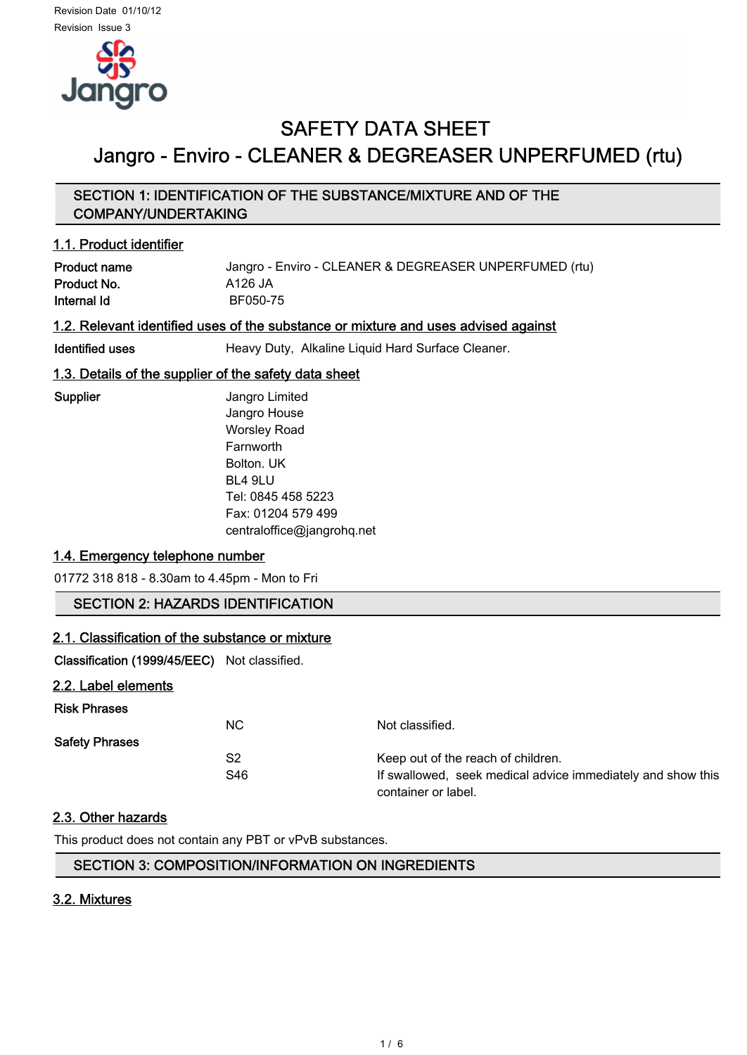Revision Date 01/10/12

Revision Issue 3

# SAFETY DATA SHEET

# Jangro - Enviro - CLEANER & DEGREASER UNPERFUMED (rtu)

## SECTION 1: IDENTIFICATION OF THE SUBSTANCE/MIXTURE AND OF THE COMPANY/UNDERTAKING

### 1.1. Product identifier

| | |
|---|---|
| **Product name** | Jangro - Enviro - CLEANER & DEGREASER UNPERFUMED (rtu) |
| **Product No.** | A126 JA |
| **Internal Id** | BF050-75 |

### 1.2. Relevant identified uses of the substance or mixture and uses advised against

| | |
|---|---|
| **Identified uses** | Heavy Duty, Alkaline Liquid Hard Surface Cleaner. |

### 1.3. Details of the supplier of the safety data sheet

**Supplier**

Jangro Limited
Jangro House
Worsley Road
Farnworth
Bolton. UK
BL4 9LU
Tel: 0845 458 5223
Fax: 01204 579 499
centraloffice@jangrohq.net

### 1.4. Emergency telephone number

01772 318 818 - 8.30am to 4.45pm - Mon to Fri

## SECTION 2: HAZARDS IDENTIFICATION

### 2.1. Classification of the substance or mixture

**Classification (1999/45/EEC)** Not classified.

### 2.2. Label elements

**Risk Phrases**

| | |
|---|---|
| NC | Not classified. |

**Safety Phrases**

| | |
|---|---|
| S2 | Keep out of the reach of children. |
| S46 | If swallowed, seek medical advice immediately and show this container or label. |

### 2.3. Other hazards

This product does not contain any PBT or vPvB substances.

## SECTION 3: COMPOSITION/INFORMATION ON INGREDIENTS

### 3.2. Mixtures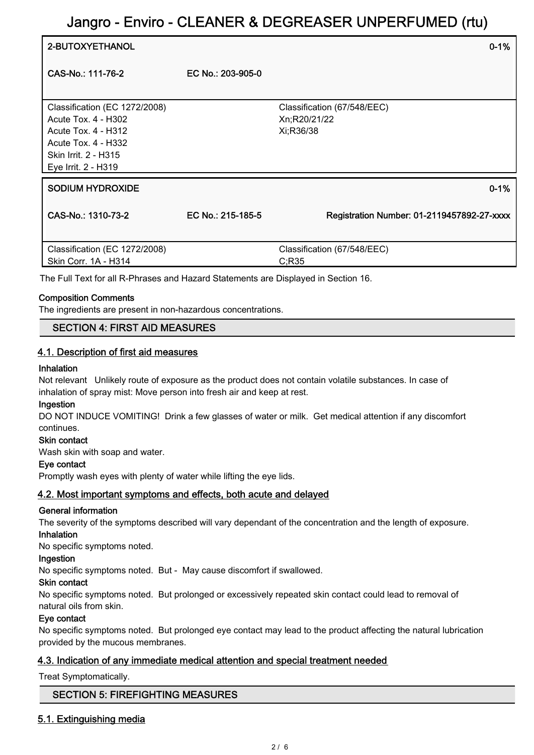| 2-BUTOXYETHANOL | | 0-1% |
| --- | --- | --- |
| CAS-No.: 111-76-2 | EC No.: 203-905-0 | |
| Classification (EC 1272/2008)<br>Acute Tox. 4 - H302<br>Acute Tox. 4 - H312<br>Acute Tox. 4 - H332<br>Skin Irrit. 2 - H315<br>Eye Irrit. 2 - H319 | | Classification (67/548/EEC)<br>Xn;R20/21/22<br>Xi;R36/38 |

| SODIUM HYDROXIDE | | 0-1% |
| --- | --- | --- |
| CAS-No.: 1310-73-2 | EC No.: 215-185-5 | Registration Number: 01-2119457892-27-xxxx |
| Classification (EC 1272/2008)<br>Skin Corr. 1A - H314 | | Classification (67/548/EEC)<br>C;R35 |

The Full Text for all R-Phrases and Hazard Statements are Displayed in Section 16.

**Composition Comments**

The ingredients are present in non-hazardous concentrations.

## SECTION 4: FIRST AID MEASURES

### 4.1. Description of first aid measures

**Inhalation**

Not relevant Unlikely route of exposure as the product does not contain volatile substances. In case of inhalation of spray mist: Move person into fresh air and keep at rest.

**Ingestion**

DO NOT INDUCE VOMITING! Drink a few glasses of water or milk. Get medical attention if any discomfort continues.

**Skin contact**

Wash skin with soap and water.

**Eye contact**

Promptly wash eyes with plenty of water while lifting the eye lids.

### 4.2. Most important symptoms and effects, both acute and delayed

**General information**

The severity of the symptoms described will vary dependant of the concentration and the length of exposure.

**Inhalation**

No specific symptoms noted.

**Ingestion**

No specific symptoms noted. But - May cause discomfort if swallowed.

**Skin contact**

No specific symptoms noted. But prolonged or excessively repeated skin contact could lead to removal of natural oils from skin.

**Eye contact**

No specific symptoms noted. But prolonged eye contact may lead to the product affecting the natural lubrication provided by the mucous membranes.

### 4.3. Indication of any immediate medical attention and special treatment needed

Treat Symptomatically.

## SECTION 5: FIREFIGHTING MEASURES

### 5.1. Extinguishing media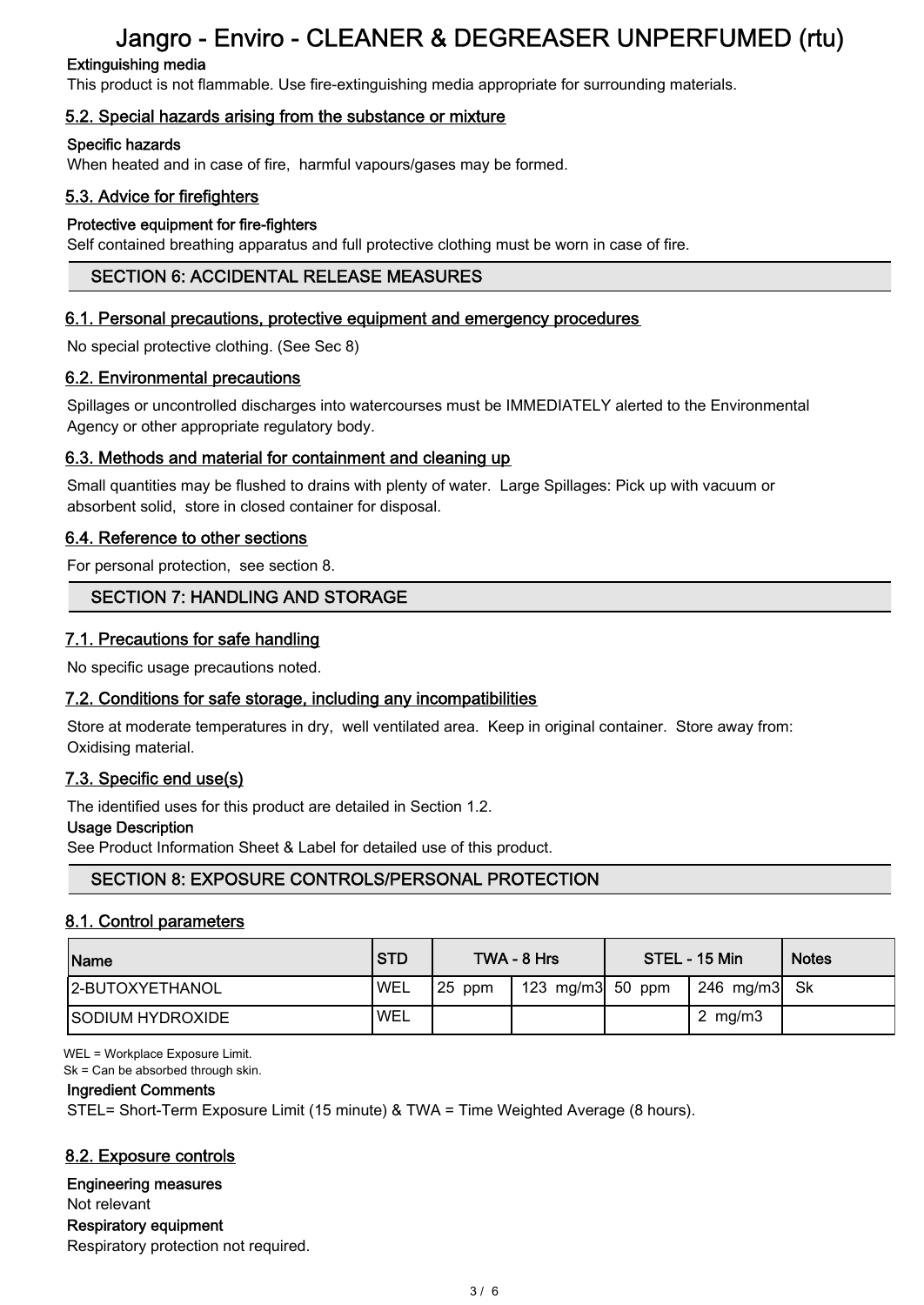**Extinguishing media**

This product is not flammable. Use fire-extinguishing media appropriate for surrounding materials.

### 5.2. Special hazards arising from the substance or mixture

**Specific hazards**

When heated and in case of fire, harmful vapours/gases may be formed.

### 5.3. Advice for firefighters

**Protective equipment for fire-fighters**

Self contained breathing apparatus and full protective clothing must be worn in case of fire.

## SECTION 6: ACCIDENTAL RELEASE MEASURES

### 6.1. Personal precautions, protective equipment and emergency procedures

No special protective clothing. (See Sec 8)

### 6.2. Environmental precautions

Spillages or uncontrolled discharges into watercourses must be IMMEDIATELY alerted to the Environmental Agency or other appropriate regulatory body.

### 6.3. Methods and material for containment and cleaning up

Small quantities may be flushed to drains with plenty of water. Large Spillages: Pick up with vacuum or absorbent solid, store in closed container for disposal.

### 6.4. Reference to other sections

For personal protection, see section 8.

## SECTION 7: HANDLING AND STORAGE

### 7.1. Precautions for safe handling

No specific usage precautions noted.

### 7.2. Conditions for safe storage, including any incompatibilities

Store at moderate temperatures in dry, well ventilated area. Keep in original container. Store away from: Oxidising material.

### 7.3. Specific end use(s)

The identified uses for this product are detailed in Section 1.2.

**Usage Description**

See Product Information Sheet & Label for detailed use of this product.

## SECTION 8: EXPOSURE CONTROLS/PERSONAL PROTECTION

### 8.1. Control parameters

| Name | STD | TWA - 8 Hrs | | STEL - 15 Min | | Notes |
|---|---|---|---|---|---|---|
| 2-BUTOXYETHANOL | WEL | 25 ppm | 123 mg/m3 | 50 ppm | 246 mg/m3 | Sk |
| SODIUM HYDROXIDE | WEL | | | | 2 mg/m3 | |

WEL = Workplace Exposure Limit.
Sk = Can be absorbed through skin.

**Ingredient Comments**

STEL= Short-Term Exposure Limit (15 minute) & TWA = Time Weighted Average (8 hours).

### 8.2. Exposure controls

**Engineering measures**

Not relevant

**Respiratory equipment**

Respiratory protection not required.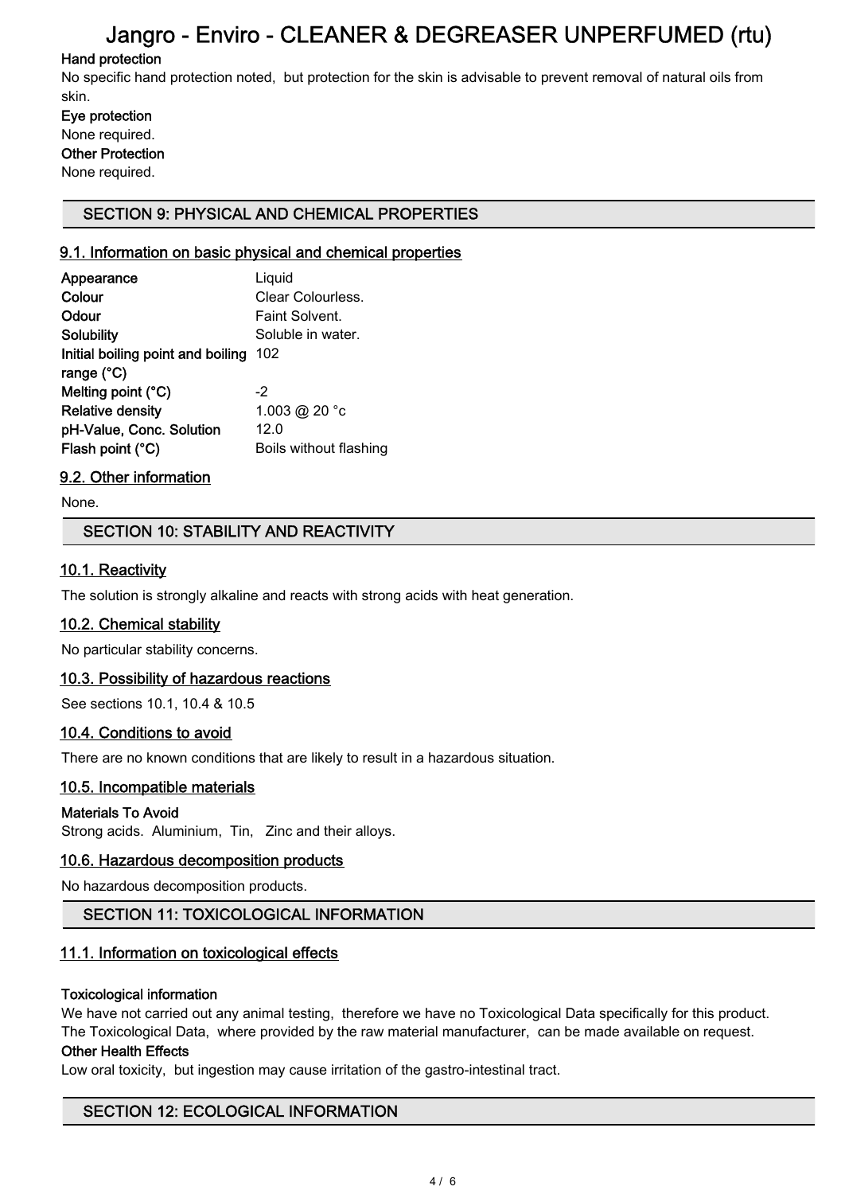**Hand protection**

No specific hand protection noted, but protection for the skin is advisable to prevent removal of natural oils from skin.

**Eye protection**

None required.

**Other Protection**

None required.

## SECTION 9: PHYSICAL AND CHEMICAL PROPERTIES

### 9.1. Information on basic physical and chemical properties

| | |
|---|---|
| **Appearance** | Liquid |
| **Colour** | Clear Colourless. |
| **Odour** | Faint Solvent. |
| **Solubility** | Soluble in water. |
| **Initial boiling point and boiling range (°C)** | 102 |
| **Melting point (°C)** | -2 |
| **Relative density** | 1.003 @ 20 °c |
| **pH-Value, Conc. Solution** | 12.0 |
| **Flash point (°C)** | Boils without flashing |

### 9.2. Other information

None.

## SECTION 10: STABILITY AND REACTIVITY

### 10.1. Reactivity

The solution is strongly alkaline and reacts with strong acids with heat generation.

### 10.2. Chemical stability

No particular stability concerns.

### 10.3. Possibility of hazardous reactions

See sections 10.1, 10.4 & 10.5

### 10.4. Conditions to avoid

There are no known conditions that are likely to result in a hazardous situation.

### 10.5. Incompatible materials

**Materials To Avoid**

Strong acids. Aluminium, Tin, Zinc and their alloys.

### 10.6. Hazardous decomposition products

No hazardous decomposition products.

## SECTION 11: TOXICOLOGICAL INFORMATION

### 11.1. Information on toxicological effects

**Toxicological information**

We have not carried out any animal testing, therefore we have no Toxicological Data specifically for this product. The Toxicological Data, where provided by the raw material manufacturer, can be made available on request.

**Other Health Effects**

Low oral toxicity, but ingestion may cause irritation of the gastro-intestinal tract.

## SECTION 12: ECOLOGICAL INFORMATION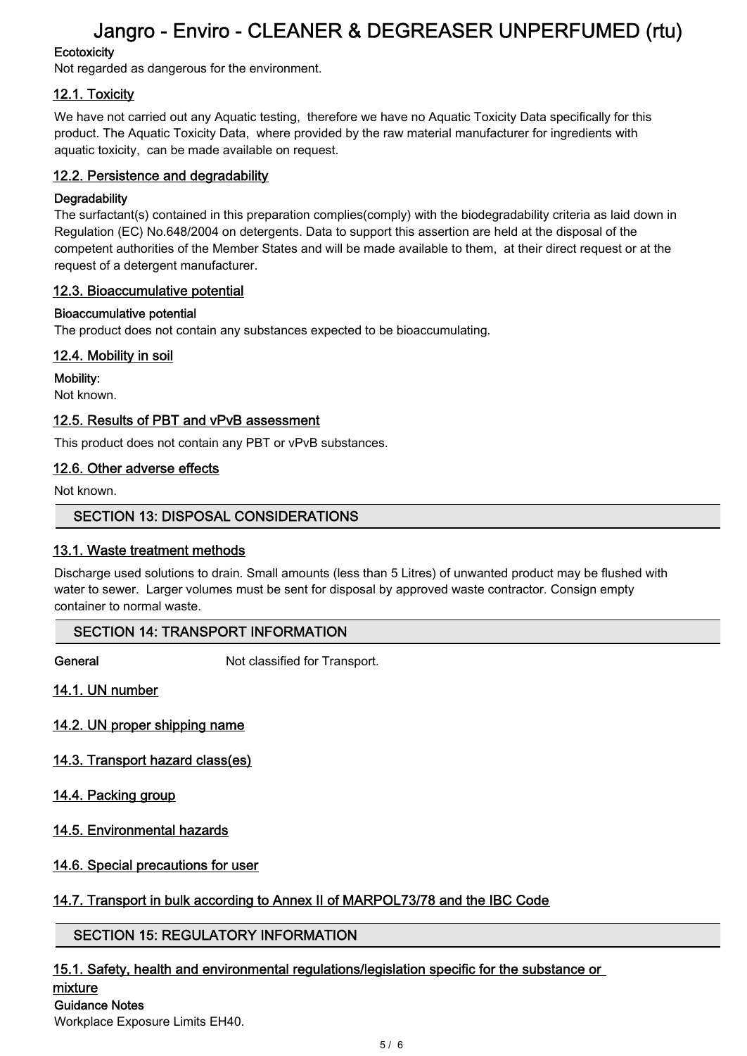**Ecotoxicity**

Not regarded as dangerous for the environment.

### 12.1. Toxicity

We have not carried out any Aquatic testing, therefore we have no Aquatic Toxicity Data specifically for this product. The Aquatic Toxicity Data, where provided by the raw material manufacturer for ingredients with aquatic toxicity, can be made available on request.

### 12.2. Persistence and degradability

**Degradability**

The surfactant(s) contained in this preparation complies(comply) with the biodegradability criteria as laid down in Regulation (EC) No.648/2004 on detergents. Data to support this assertion are held at the disposal of the competent authorities of the Member States and will be made available to them, at their direct request or at the request of a detergent manufacturer.

### 12.3. Bioaccumulative potential

**Bioaccumulative potential**

The product does not contain any substances expected to be bioaccumulating.

### 12.4. Mobility in soil

**Mobility:**

Not known.

### 12.5. Results of PBT and vPvB assessment

This product does not contain any PBT or vPvB substances.

### 12.6. Other adverse effects

Not known.

## SECTION 13: DISPOSAL CONSIDERATIONS

### 13.1. Waste treatment methods

Discharge used solutions to drain. Small amounts (less than 5 Litres) of unwanted product may be flushed with water to sewer. Larger volumes must be sent for disposal by approved waste contractor. Consign empty container to normal waste.

## SECTION 14: TRANSPORT INFORMATION

**General** Not classified for Transport.

### 14.1. UN number

### 14.2. UN proper shipping name

### 14.3. Transport hazard class(es)

### 14.4. Packing group

### 14.5. Environmental hazards

### 14.6. Special precautions for user

### 14.7. Transport in bulk according to Annex II of MARPOL73/78 and the IBC Code

## SECTION 15: REGULATORY INFORMATION

### 15.1. Safety, health and environmental regulations/legislation specific for the substance or mixture

**Guidance Notes**

Workplace Exposure Limits EH40.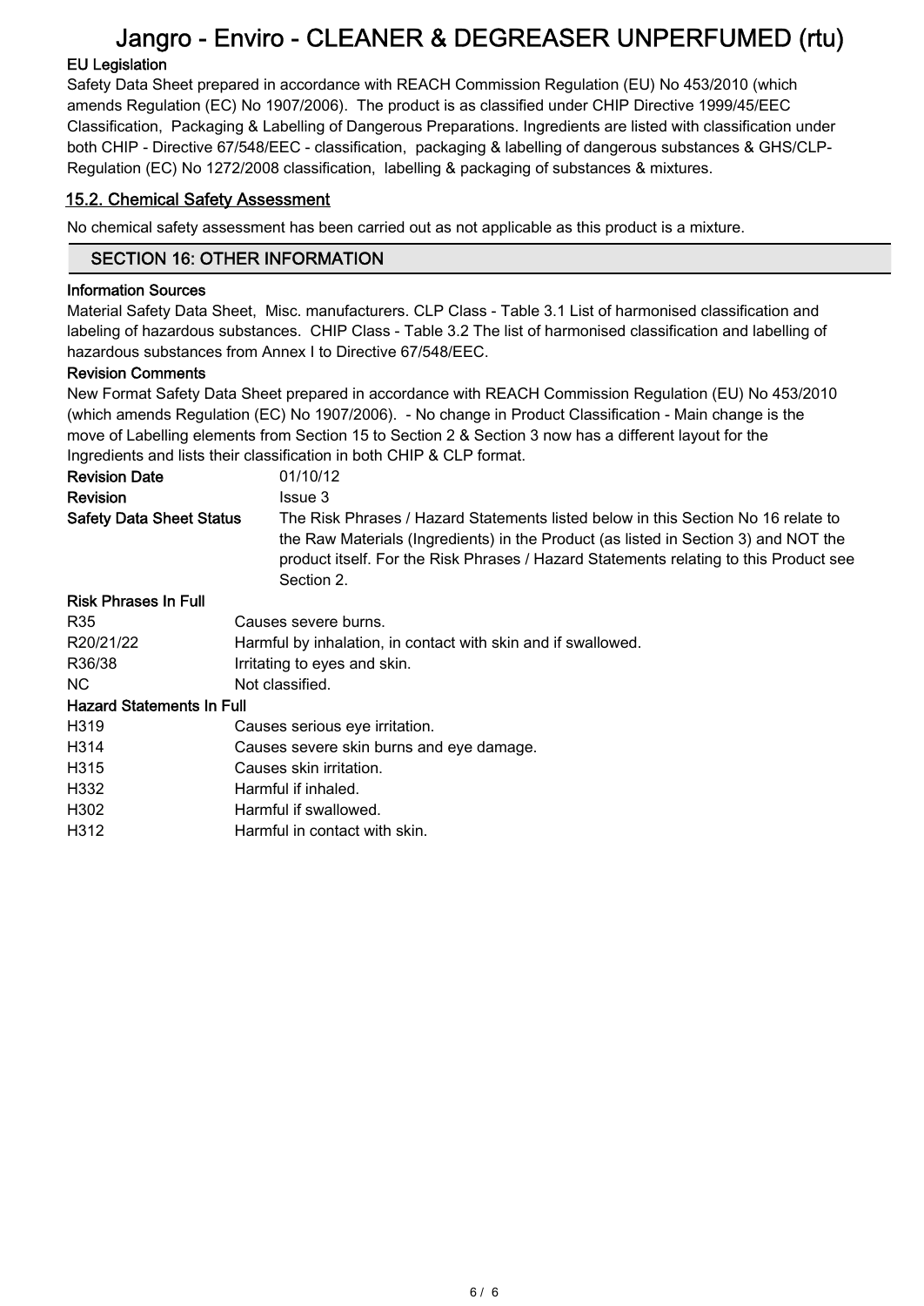#### EU Legislation

Safety Data Sheet prepared in accordance with REACH Commission Regulation (EU) No 453/2010 (which amends Regulation (EC) No 1907/2006). The product is as classified under CHIP Directive 1999/45/EEC Classification, Packaging & Labelling of Dangerous Preparations. Ingredients are listed with classification under both CHIP - Directive 67/548/EEC - classification, packaging & labelling of dangerous substances & GHS/CLP-Regulation (EC) No 1272/2008 classification, labelling & packaging of substances & mixtures.

### 15.2. Chemical Safety Assessment

No chemical safety assessment has been carried out as not applicable as this product is a mixture.

## SECTION 16: OTHER INFORMATION

#### Information Sources

Material Safety Data Sheet, Misc. manufacturers. CLP Class - Table 3.1 List of harmonised classification and labeling of hazardous substances. CHIP Class - Table 3.2 The list of harmonised classification and labelling of hazardous substances from Annex I to Directive 67/548/EEC.

#### Revision Comments

New Format Safety Data Sheet prepared in accordance with REACH Commission Regulation (EU) No 453/2010 (which amends Regulation (EC) No 1907/2006). - No change in Product Classification - Main change is the move of Labelling elements from Section 15 to Section 2 & Section 3 now has a different layout for the Ingredients and lists their classification in both CHIP & CLP format.

| | |
|---|---|
| **Revision Date** | 01/10/12 |
| **Revision** | Issue 3 |
| **Safety Data Sheet Status** | The Risk Phrases / Hazard Statements listed below in this Section No 16 relate to the Raw Materials (Ingredients) in the Product (as listed in Section 3) and NOT the product itself. For the Risk Phrases / Hazard Statements relating to this Product see Section 2. |

#### Risk Phrases In Full

| | |
|---|---|
| R35 | Causes severe burns. |
| R20/21/22 | Harmful by inhalation, in contact with skin and if swallowed. |
| R36/38 | Irritating to eyes and skin. |
| NC | Not classified. |

#### Hazard Statements In Full

| | |
|---|---|
| H319 | Causes serious eye irritation. |
| H314 | Causes severe skin burns and eye damage. |
| H315 | Causes skin irritation. |
| H332 | Harmful if inhaled. |
| H302 | Harmful if swallowed. |
| H312 | Harmful in contact with skin. |